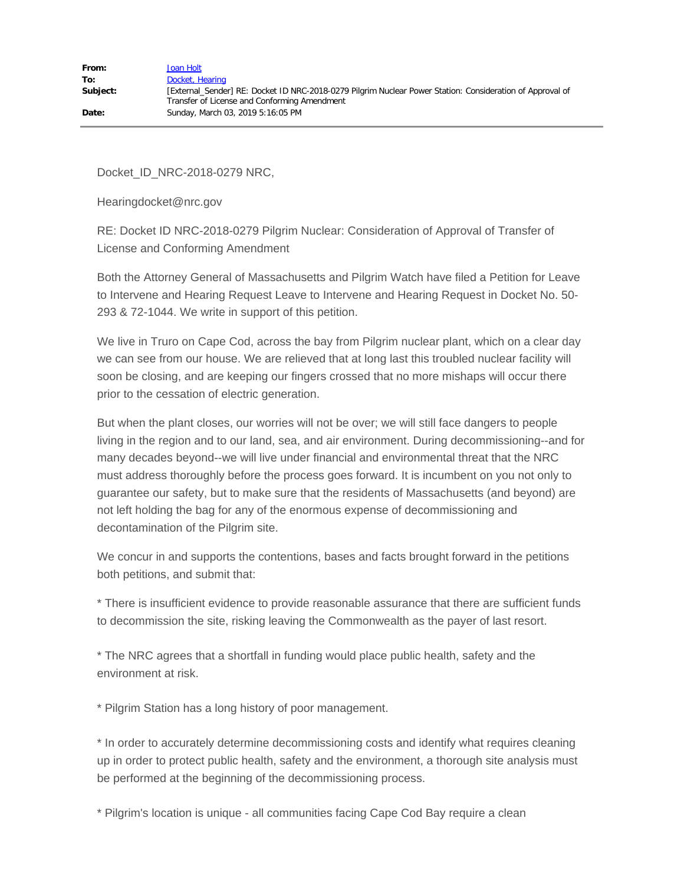| | |
|---|---|
| **From:** | Joan Holt |
| **To:** | Docket, Hearing |
| **Subject:** | [External_Sender] RE: Docket ID NRC-2018-0279 Pilgrim Nuclear Power Station: Consideration of Approval of Transfer of License and Conforming Amendment |
| **Date:** | Sunday, March 03, 2019 5:16:05 PM |

Docket_ID_NRC-2018-0279 NRC,

Hearingdocket@nrc.gov

RE: Docket ID NRC-2018-0279 Pilgrim Nuclear: Consideration of Approval of Transfer of License and Conforming Amendment

Both the Attorney General of Massachusetts and Pilgrim Watch have filed a Petition for Leave to Intervene and Hearing Request Leave to Intervene and Hearing Request in Docket No. 50-293 & 72-1044. We write in support of this petition.

We live in Truro on Cape Cod, across the bay from Pilgrim nuclear plant, which on a clear day we can see from our house. We are relieved that at long last this troubled nuclear facility will soon be closing, and are keeping our fingers crossed that no more mishaps will occur there prior to the cessation of electric generation.

But when the plant closes, our worries will not be over; we will still face dangers to people living in the region and to our land, sea, and air environment. During decommissioning--and for many decades beyond--we will live under financial and environmental threat that the NRC must address thoroughly before the process goes forward. It is incumbent on you not only to guarantee our safety, but to make sure that the residents of Massachusetts (and beyond) are not left holding the bag for any of the enormous expense of decommissioning and decontamination of the Pilgrim site.

We concur in and supports the contentions, bases and facts brought forward in the petitions both petitions, and submit that:

* There is insufficient evidence to provide reasonable assurance that there are sufficient funds to decommission the site, risking leaving the Commonwealth as the payer of last resort.

* The NRC agrees that a shortfall in funding would place public health, safety and the environment at risk.

* Pilgrim Station has a long history of poor management.

* In order to accurately determine decommissioning costs and identify what requires cleaning up in order to protect public health, safety and the environment, a thorough site analysis must be performed at the beginning of the decommissioning process.

* Pilgrim's location is unique - all communities facing Cape Cod Bay require a clean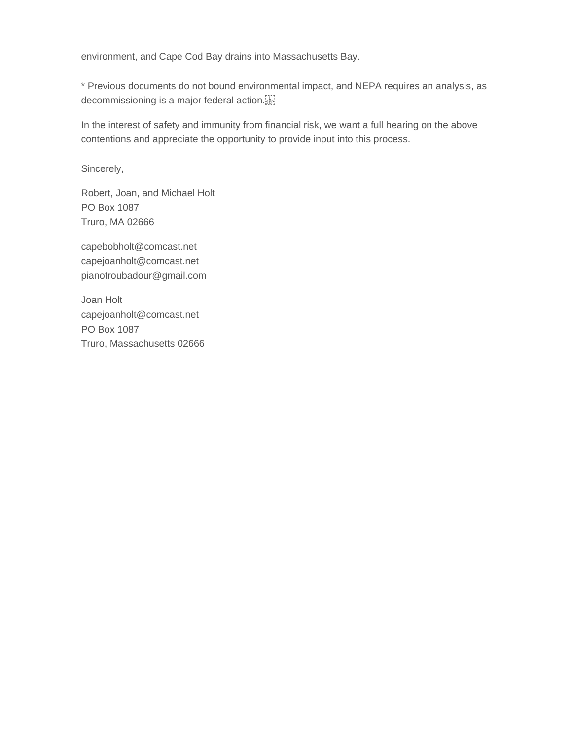environment, and Cape Cod Bay drains into Massachusetts Bay.

* Previous documents do not bound environmental impact, and NEPA requires an analysis, as decommissioning is a major federal action.

In the interest of safety and immunity from financial risk, we want a full hearing on the above contentions and appreciate the opportunity to provide input into this process.

Sincerely,

Robert, Joan, and Michael Holt
PO Box 1087
Truro, MA 02666

capebobholt@comcast.net
capejoanholt@comcast.net
pianotroubadour@gmail.com

Joan Holt
capejoanholt@comcast.net
PO Box 1087
Truro, Massachusetts 02666